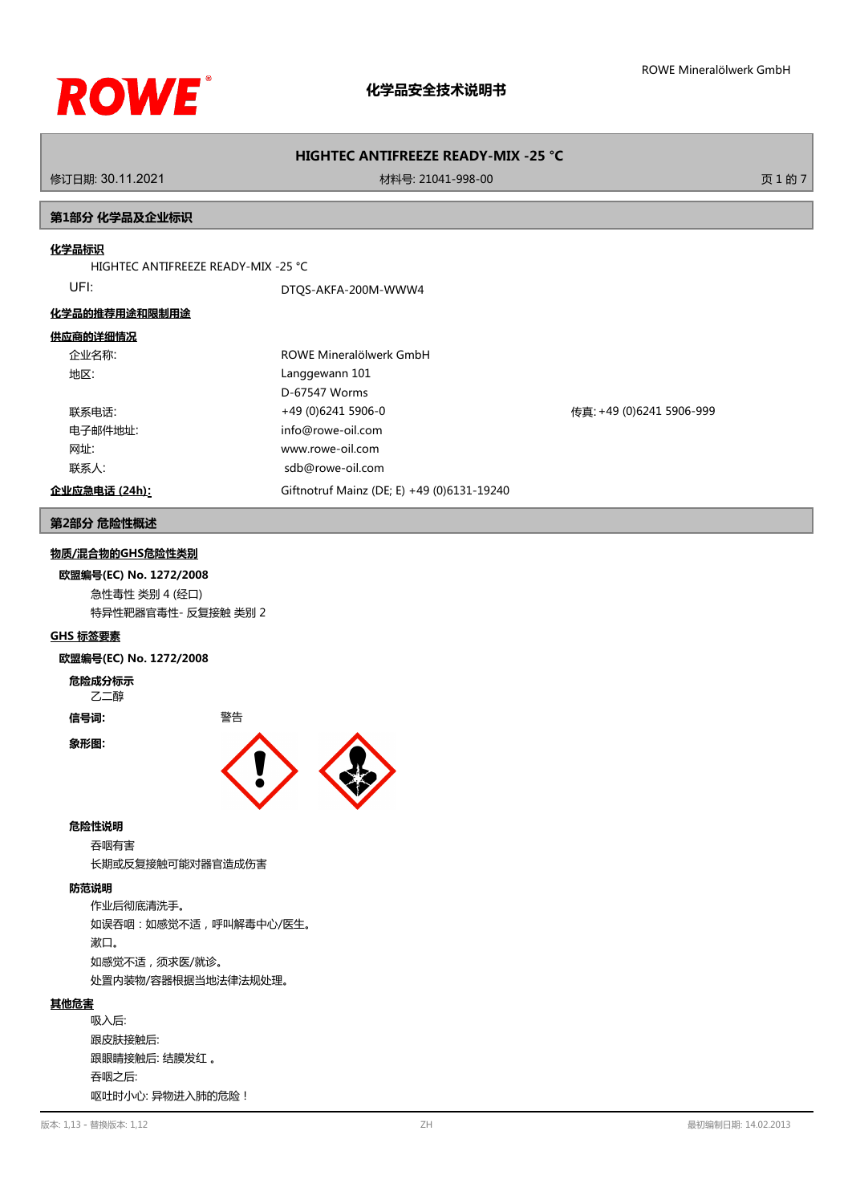# 化学品安全技术说明书

## HIGHTEC ANTIFREEZE READY-MIX -25 °C

修订日期: 30.11.2021　　材料号: 21041-998-00

## 第1部分 化学品及企业标识

**化学品标识**

HIGHTEC ANTIFREEZE READY-MIX -25 °C

UFI: DTQS-AKFA-200M-WWW4

**化学品的推荐用途和限制用途**

**供应商的详细情况**

| | |
|---|---|
| 企业名称: | ROWE Mineralölwerk GmbH |
| 地区: | Langgewann 101<br>D-67547 Worms |
| 联系电话: | +49 (0)6241 5906-0　　传真: +49 (0)6241 5906-999 |
| 电子邮件地址: | info@rowe-oil.com |
| 网址: | www.rowe-oil.com |
| 联系人: | sdb@rowe-oil.com |

**企业应急电话 (24h):** Giftnotruf Mainz (DE; E) +49 (0)6131-19240

## 第2部分 危险性概述

**物质/混合物的GHS危险性类别**

**欧盟编号(EC) No. 1272/2008**

急性毒性 类别 4 (经口)
特异性靶器官毒性- 反复接触 类别 2

**GHS 标签要素**

**欧盟编号(EC) No. 1272/2008**

**危险成分标示**

乙二醇

**信号词:** 警告

**象形图:**

**危险性说明**

吞咽有害
长期或反复接触可能对器官造成伤害

**防范说明**

作业后彻底清洗手。
如误吞咽：如感觉不适，呼叫解毒中心/医生。
漱口。
如感觉不适，须求医/就诊。
处置内装物/容器根据当地法律法规处理。

**其他危害**

吸入后:
跟皮肤接触后:
跟眼睛接触后: 结膜发红 。
吞咽之后:
呕吐时小心: 异物进入肺的危险！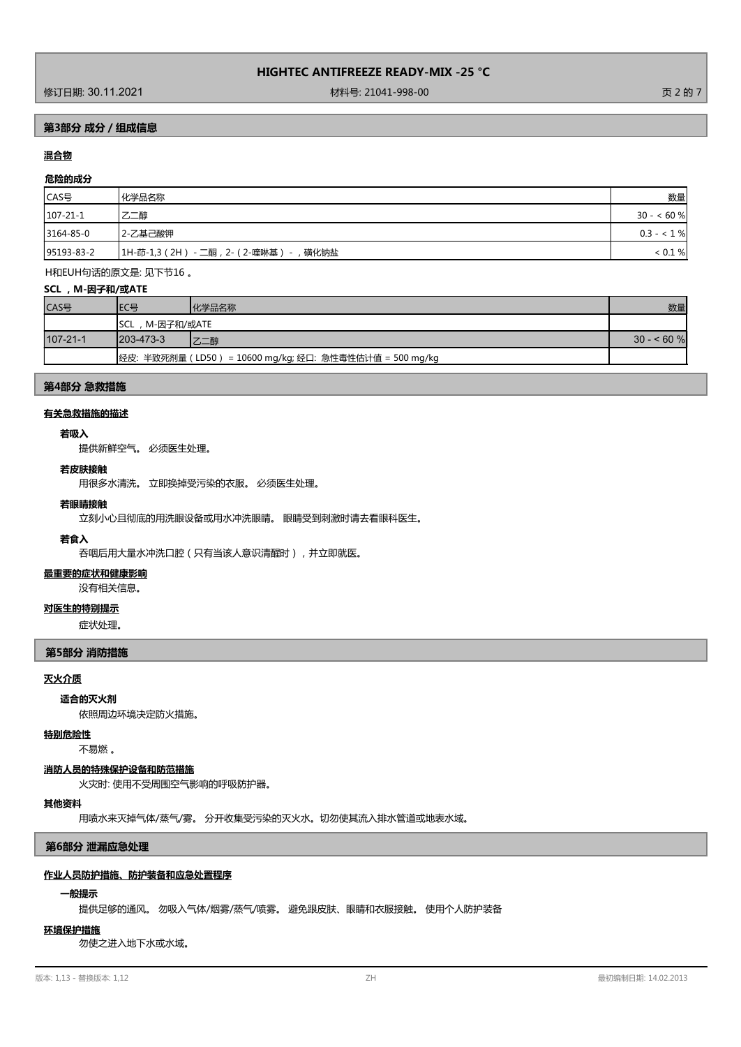## 第3部分 成分 / 组成信息

**混合物**

**危险的成分**

| CAS号 | 化学品名称 | 数量 |
|---|---|---|
| 107-21-1 | 乙二醇 | 30 - < 60 % |
| 3164-85-0 | 2-乙基己酸钾 | 0.3 - < 1 % |
| 95193-83-2 | 1H-茚-1,3（2H）- 二酮，2-（2-喹啉基）-，磺化钠盐 | < 0.1 % |

H和EUH句话的原文是: 见下节16 。

**SCL ，M-因子和/或ATE**

| CAS号 | EC号 | 化学品名称 | 数量 |
|---|---|---|---|
| | SCL ，M-因子和/或ATE | | |
| 107-21-1 | 203-473-3 | 乙二醇 | 30 - < 60 % |
| | 经皮: 半致死剂量（LD50） = 10600 mg/kg; 经口: 急性毒性估计值 = 500 mg/kg | | |

## 第4部分 急救措施

**有关急救措施的描述**

**若吸入**

提供新鲜空气。 必须医生处理。

**若皮肤接触**

用很多水清洗。 立即换掉受污染的衣服。 必须医生处理。

**若眼睛接触**

立刻小心且彻底的用洗眼设备或用水冲洗眼睛。 眼睛受到刺激时请去看眼科医生。

**若食入**

吞咽后用大量水冲洗口腔（只有当该人意识清醒时），并立即就医。

**最重要的症状和健康影响**

没有相关信息。

**对医生的特别提示**

症状处理。

## 第5部分 消防措施

**灭火介质**

**适合的灭火剂**

依照周边环境决定防火措施。

**特别危险性**

不易燃 。

**消防人员的特殊保护设备和防范措施**

火灾时: 使用不受周围空气影响的呼吸防护器。

**其他资料**

用喷水来灭掉气体/蒸气/雾。 分开收集受污染的灭火水。切勿使其流入排水管道或地表水域。

## 第6部分 泄漏应急处理

**作业人员防护措施、防护装备和应急处置程序**

**一般提示**

提供足够的通风。 勿吸入气体/烟雾/蒸气/喷雾。 避免跟皮肤、眼睛和衣服接触。 使用个人防护装备

**环境保护措施**

勿使之进入地下水或水域。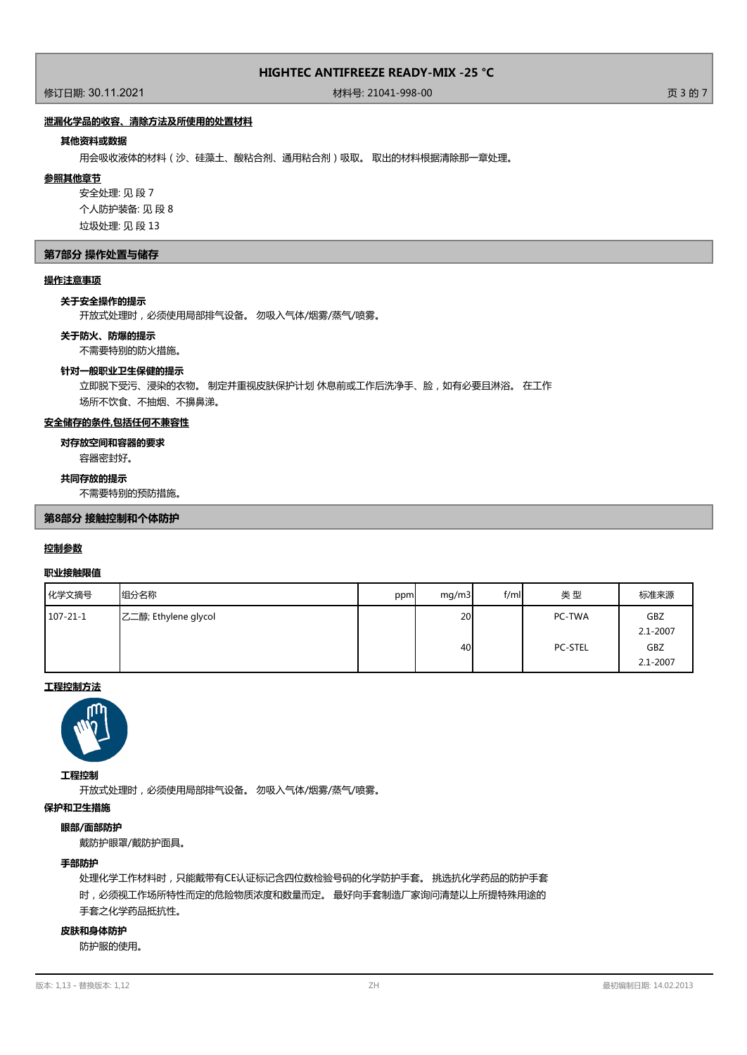**泄漏化学品的收容、清除方法及所使用的处置材料**

**其他资料或数据**

用会吸收液体的材料（沙、硅藻土、酸粘合剂、通用粘合剂）吸取。 取出的材料根据清除那一章处理。

**参照其他章节**

安全处理: 见 段 7
个人防护装备: 见 段 8
垃圾处理: 见 段 13

## 第7部分 操作处置与储存

**操作注意事项**

**关于安全操作的提示**

开放式处理时，必须使用局部排气设备。 勿吸入气体/烟雾/蒸气/喷雾。

**关于防火、防爆的提示**

不需要特别的防火措施。

**针对一般职业卫生保健的提示**

立即脱下受污、浸染的衣物。 制定并重视皮肤保护计划 休息前或工作后洗净手、脸，如有必要且淋浴。 在工作场所不饮食、不抽烟、不擤鼻涕。

**安全储存的条件,包括任何不兼容性**

**对存放空间和容器的要求**

容器密封好。

**共同存放的提示**

不需要特别的预防措施。

## 第8部分 接触控制和个体防护

**控制参数**

**职业接触限值**

| 化学文摘号 | 组分名称 | ppm | mg/m3 | f/ml | 类 型 | 标准来源 |
|---|---|---|---|---|---|---|
| 107-21-1 | 乙二醇; Ethylene glycol | | 20 | | PC-TWA | GBZ 2.1-2007 |
| | | | 40 | | PC-STEL | GBZ 2.1-2007 |

**工程控制方法**

**工程控制**

开放式处理时，必须使用局部排气设备。 勿吸入气体/烟雾/蒸气/喷雾。

**保护和卫生措施**

**眼部/面部防护**

戴防护眼罩/戴防护面具。

**手部防护**

处理化学工作材料时，只能戴带有CE认证标记含四位数检验号码的化学防护手套。 挑选抗化学药品的防护手套时，必须视工作场所特性而定的危险物质浓度和数量而定。 最好向手套制造厂家询问清楚以上所提特殊用途的手套之化学药品抵抗性。

**皮肤和身体防护**

防护服的使用。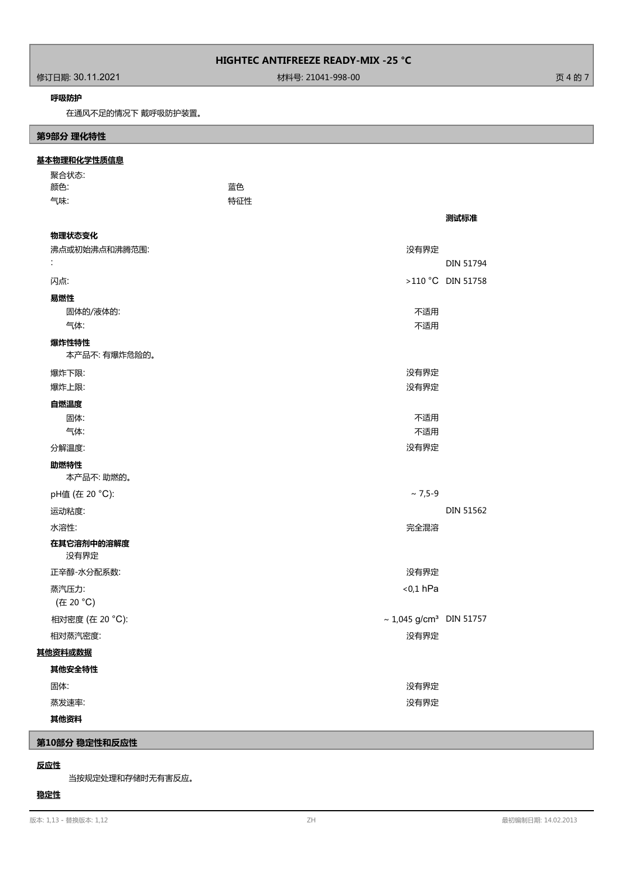**呼吸防护**

在通风不足的情况下 戴呼吸防护装置。

## 第9部分 理化特性

### 基本物理和化学性质信息

| | | |
|---|---|---|
| 聚合状态: | | |
| 颜色: | 蓝色 | |
| 气味: | 特征性 | |
| | | **测试标准** |
| **物理状态变化** | | |
| 沸点或初始沸点和沸腾范围: | 没有界定 | |
| : | | DIN 51794 |
| 闪点: | >110 °C | DIN 51758 |
| **易燃性** | | |
| 固体的/液体的: | 不适用 | |
| 气体: | 不适用 | |
| **爆炸性特性** | | |
| 本产品不: 有爆炸危险的。 | | |
| 爆炸下限: | 没有界定 | |
| 爆炸上限: | 没有界定 | |
| **自燃温度** | | |
| 固体: | 不适用 | |
| 气体: | 不适用 | |
| 分解温度: | 没有界定 | |
| **助燃特性** | | |
| 本产品不: 助燃的。 | | |
| pH值 (在 20 °C): | ~ 7,5-9 | |
| 运动粘度: | | DIN 51562 |
| 水溶性: | 完全混溶 | |
| **在其它溶剂中的溶解度** | | |
| 没有界定 | | |
| 正辛醇-水分配系数: | 没有界定 | |
| 蒸汽压力: (在 20 °C) | <0,1 hPa | |
| 相对密度 (在 20 °C): | ~ 1,045 g/cm³ | DIN 51757 |
| 相对蒸汽密度: | 没有界定 | |

### 其他资料或数据

**其他安全特性**

| | |
|---|---|
| 固体: | 没有界定 |
| 蒸发速率: | 没有界定 |

**其他资料**

## 第10部分 稳定性和反应性

### 反应性

当按规定处理和存储时无有害反应。

### 稳定性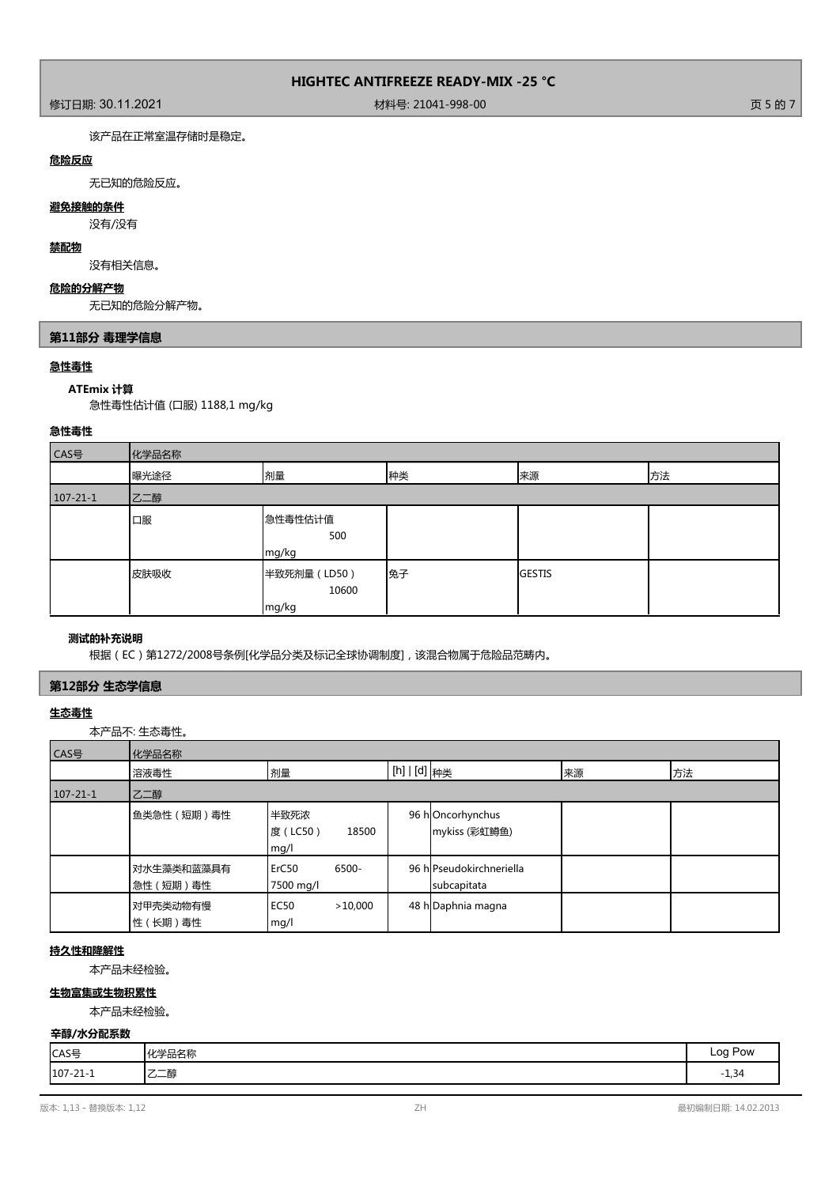该产品在正常室温存储时是稳定。

**危险反应**

无已知的危险反应。

**避免接触的条件**

没有/没有

**禁配物**

没有相关信息。

**危险的分解产物**

无已知的危险分解产物。

## 第11部分 毒理学信息

**急性毒性**

**ATEmix 计算**

急性毒性估计值 (口服) 1188,1 mg/kg

**急性毒性**

| CAS号 | 化学品名称 | | | | |
|---|---|---|---|---|---|
| | 曝光途径 | 剂量 | 种类 | 来源 | 方法 |
| 107-21-1 | 乙二醇 | | | | |
| | 口服 | 急性毒性估计值 500 mg/kg | | | |
| | 皮肤吸收 | 半致死剂量（LD50） 10600 mg/kg | 兔子 | GESTIS | |

**测试的补充说明**

根据（EC）第1272/2008号条例[化学品分类及标记全球协调制度]，该混合物属于危险品范畴内。

## 第12部分 生态学信息

**生态毒性**

本产品不: 生态毒性。

| CAS号 | 化学品名称 | | | | | |
|---|---|---|---|---|---|---|
| | 溶液毒性 | 剂量 | [h] \| [d] | 种类 | 来源 | 方法 |
| 107-21-1 | 乙二醇 | | | | | |
| | 鱼类急性（短期）毒性 | 半致死浓度（LC50） 18500 mg/l | 96 h | Oncorhynchus mykiss (彩虹鳟鱼) | | |
| | 对水生藻类和蓝藻具有急性（短期）毒性 | ErC50 6500-7500 mg/l | 96 h | Pseudokirchneriella subcapitata | | |
| | 对甲壳类动物有慢性（长期）毒性 | EC50 >10,000 mg/l | 48 h | Daphnia magna | | |

**持久性和降解性**

本产品未经检验。

**生物富集或生物积累性**

本产品未经检验。

**辛醇/水分配系数**

| CAS号 | 化学品名称 | Log Pow |
|---|---|---|
| 107-21-1 | 乙二醇 | -1,34 |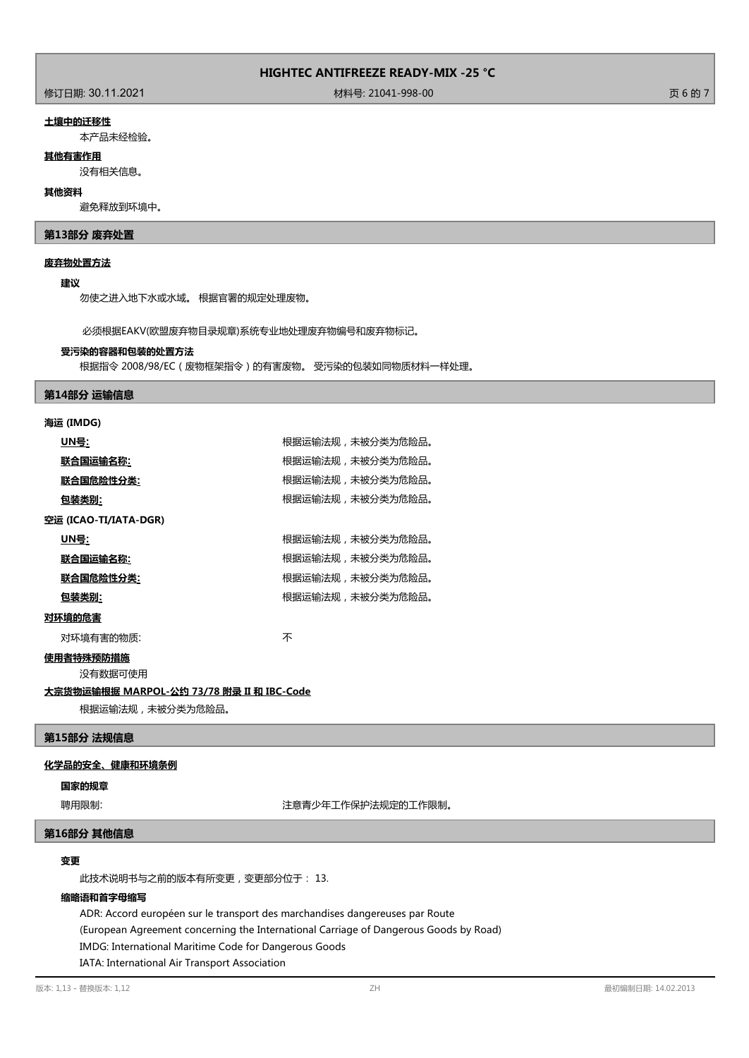**土壤中的迁移性**

本产品未经检验。

**其他有害作用**

没有相关信息。

**其他资料**

避免释放到环境中。

## 第13部分 废弃处置

**废弃物处置方法**

**建议**

勿使之进入地下水或水域。 根据官署的规定处理废物。

必须根据EAKV(欧盟废弃物目录规章)系统专业地处理废弃物编号和废弃物标记。

**受污染的容器和包装的处置方法**

根据指令 2008/98/EC（废物框架指令）的有害废物。 受污染的包装如同物质材料一样处理。

## 第14部分 运输信息

**海运 (IMDG)**

| | |
|---|---|
| **UN号:** | 根据运输法规，未被分类为危险品。 |
| **联合国运输名称:** | 根据运输法规，未被分类为危险品。 |
| **联合国危险性分类:** | 根据运输法规，未被分类为危险品。 |
| **包装类别:** | 根据运输法规，未被分类为危险品。 |

**空运 (ICAO-TI/IATA-DGR)**

| | |
|---|---|
| **UN号:** | 根据运输法规，未被分类为危险品。 |
| **联合国运输名称:** | 根据运输法规，未被分类为危险品。 |
| **联合国危险性分类:** | 根据运输法规，未被分类为危险品。 |
| **包装类别:** | 根据运输法规，未被分类为危险品。 |

**对环境的危害**

对环境有害的物质: 不

**使用者特殊预防措施**

没有数据可使用

**大宗货物运输根据 MARPOL-公约 73/78 附录 II 和 IBC-Code**

根据运输法规，未被分类为危险品。

## 第15部分 法规信息

**化学品的安全、健康和环境条例**

**国家的规章**

聘用限制: 注意青少年工作保护法规定的工作限制。

## 第16部分 其他信息

**变更**

此技术说明书与之前的版本有所变更，变更部分位于： 13.

**缩略语和首字母缩写**

ADR: Accord européen sur le transport des marchandises dangereuses par Route
(European Agreement concerning the International Carriage of Dangerous Goods by Road)
IMDG: International Maritime Code for Dangerous Goods
IATA: International Air Transport Association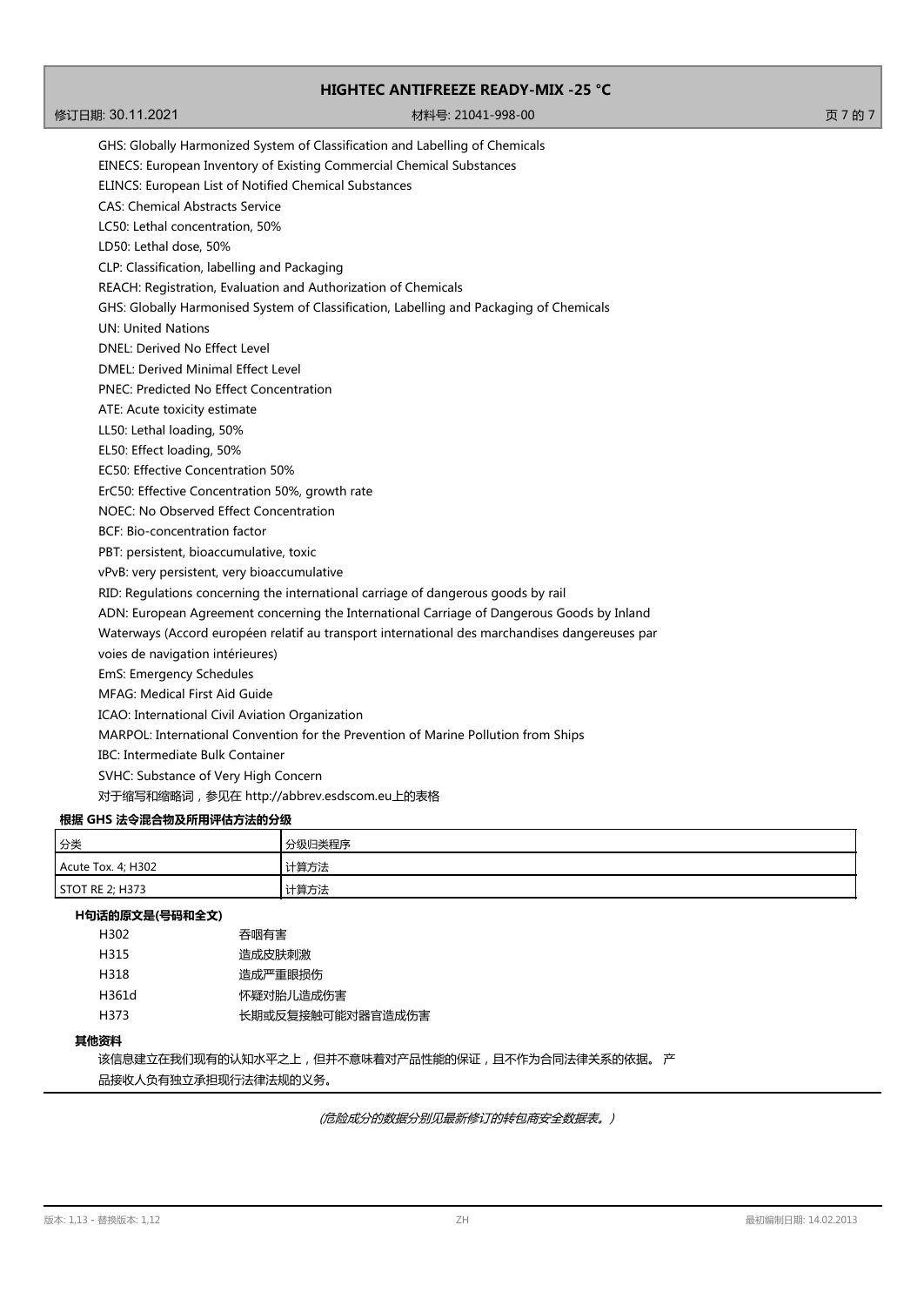GHS: Globally Harmonized System of Classification and Labelling of Chemicals

EINECS: European Inventory of Existing Commercial Chemical Substances

ELINCS: European List of Notified Chemical Substances

CAS: Chemical Abstracts Service

LC50: Lethal concentration, 50%

LD50: Lethal dose, 50%

CLP: Classification, labelling and Packaging

REACH: Registration, Evaluation and Authorization of Chemicals

GHS: Globally Harmonised System of Classification, Labelling and Packaging of Chemicals

UN: United Nations

DNEL: Derived No Effect Level

DMEL: Derived Minimal Effect Level

PNEC: Predicted No Effect Concentration

ATE: Acute toxicity estimate

LL50: Lethal loading, 50%

EL50: Effect loading, 50%

EC50: Effective Concentration 50%

ErC50: Effective Concentration 50%, growth rate

NOEC: No Observed Effect Concentration

BCF: Bio-concentration factor

PBT: persistent, bioaccumulative, toxic

vPvB: very persistent, very bioaccumulative

RID: Regulations concerning the international carriage of dangerous goods by rail

ADN: European Agreement concerning the International Carriage of Dangerous Goods by Inland Waterways (Accord européen relatif au transport international des marchandises dangereuses par voies de navigation intérieures)

EmS: Emergency Schedules

MFAG: Medical First Aid Guide

ICAO: International Civil Aviation Organization

MARPOL: International Convention for the Prevention of Marine Pollution from Ships

IBC: Intermediate Bulk Container

SVHC: Substance of Very High Concern

对于缩写和缩略词，参见在 http://abbrev.esdscom.eu上的表格

**根据 GHS 法令混合物及所用评估方法的分级**

| 分类 | 分级归类程序 |
|---|---|
| Acute Tox. 4; H302 | 计算方法 |
| STOT RE 2; H373 | 计算方法 |

**H句话的原文是(号码和全文)**

| | |
|---|---|
| H302 | 吞咽有害 |
| H315 | 造成皮肤刺激 |
| H318 | 造成严重眼损伤 |
| H361d | 怀疑对胎儿造成伤害 |
| H373 | 长期或反复接触可能对器官造成伤害 |

**其他资料**

该信息建立在我们现有的认知水平之上，但并不意味着对产品性能的保证，且不作为合同法律关系的依据。 产品接收人负有独立承担现行法律法规的义务。

*(危险成分的数据分别见最新修订的转包商安全数据表。)*